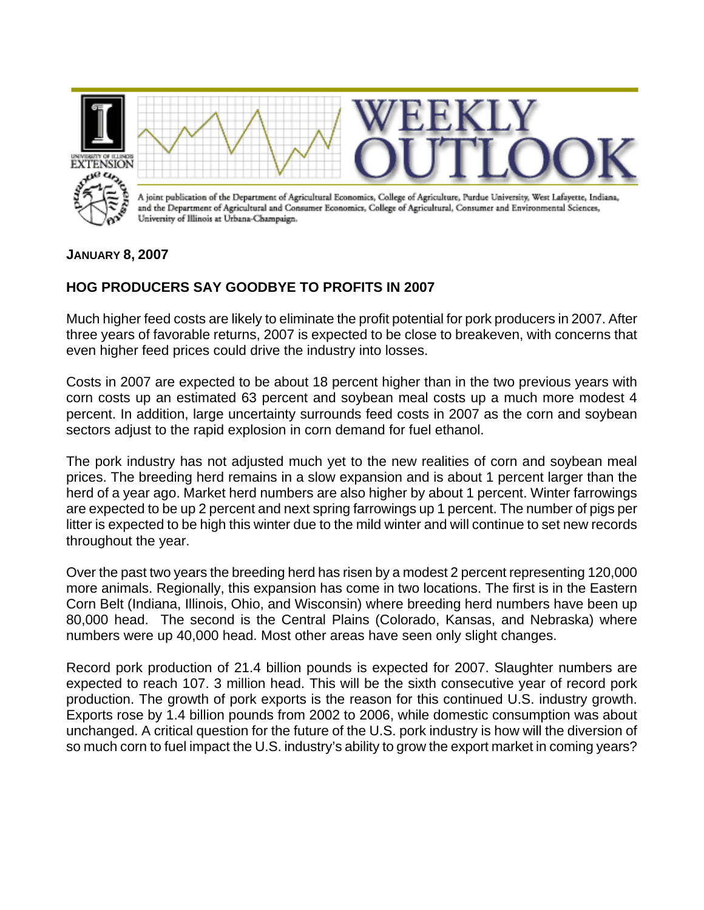# WEEKLY OUTLOOK

A joint publication of the Department of Agricultural Economics, College of Agriculture, Purdue University, West Lafayette, Indiana, and the Department of Agricultural and Consumer Economics, College of Agricultural, Consumer and Environmental Sciences, University of Illinois at Urbana-Champaign.

**JANUARY 8, 2007**

## HOG PRODUCERS SAY GOODBYE TO PROFITS IN 2007

Much higher feed costs are likely to eliminate the profit potential for pork producers in 2007. After three years of favorable returns, 2007 is expected to be close to breakeven, with concerns that even higher feed prices could drive the industry into losses.

Costs in 2007 are expected to be about 18 percent higher than in the two previous years with corn costs up an estimated 63 percent and soybean meal costs up a much more modest 4 percent. In addition, large uncertainty surrounds feed costs in 2007 as the corn and soybean sectors adjust to the rapid explosion in corn demand for fuel ethanol.

The pork industry has not adjusted much yet to the new realities of corn and soybean meal prices. The breeding herd remains in a slow expansion and is about 1 percent larger than the herd of a year ago. Market herd numbers are also higher by about 1 percent. Winter farrowings are expected to be up 2 percent and next spring farrowings up 1 percent. The number of pigs per litter is expected to be high this winter due to the mild winter and will continue to set new records throughout the year.

Over the past two years the breeding herd has risen by a modest 2 percent representing 120,000 more animals. Regionally, this expansion has come in two locations. The first is in the Eastern Corn Belt (Indiana, Illinois, Ohio, and Wisconsin) where breeding herd numbers have been up 80,000 head. The second is the Central Plains (Colorado, Kansas, and Nebraska) where numbers were up 40,000 head. Most other areas have seen only slight changes.

Record pork production of 21.4 billion pounds is expected for 2007. Slaughter numbers are expected to reach 107. 3 million head. This will be the sixth consecutive year of record pork production. The growth of pork exports is the reason for this continued U.S. industry growth. Exports rose by 1.4 billion pounds from 2002 to 2006, while domestic consumption was about unchanged. A critical question for the future of the U.S. pork industry is how will the diversion of so much corn to fuel impact the U.S. industry's ability to grow the export market in coming years?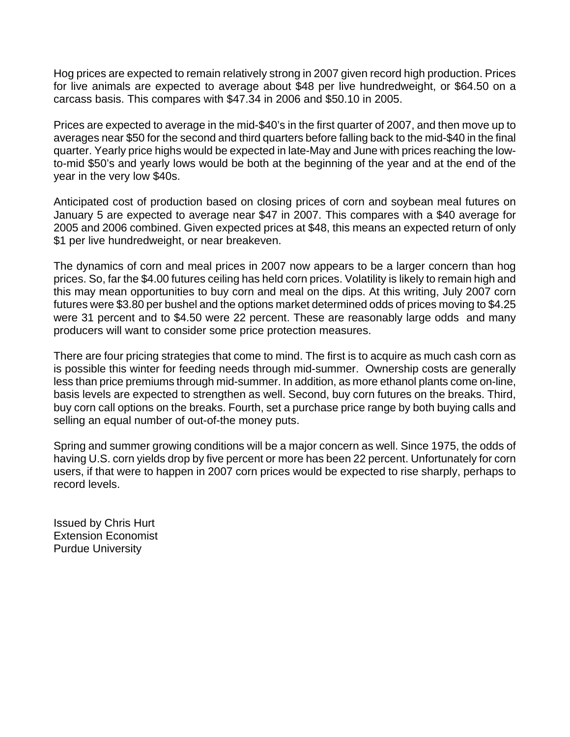Hog prices are expected to remain relatively strong in 2007 given record high production. Prices for live animals are expected to average about $48 per live hundredweight, or $64.50 on a carcass basis. This compares with $47.34 in 2006 and $50.10 in 2005.

Prices are expected to average in the mid-$40's in the first quarter of 2007, and then move up to averages near $50 for the second and third quarters before falling back to the mid-$40 in the final quarter. Yearly price highs would be expected in late-May and June with prices reaching the low-to-mid $50's and yearly lows would be both at the beginning of the year and at the end of the year in the very low $40s.

Anticipated cost of production based on closing prices of corn and soybean meal futures on January 5 are expected to average near $47 in 2007. This compares with a $40 average for 2005 and 2006 combined. Given expected prices at $48, this means an expected return of only $1 per live hundredweight, or near breakeven.

The dynamics of corn and meal prices in 2007 now appears to be a larger concern than hog prices. So, far the $4.00 futures ceiling has held corn prices. Volatility is likely to remain high and this may mean opportunities to buy corn and meal on the dips. At this writing, July 2007 corn futures were $3.80 per bushel and the options market determined odds of prices moving to $4.25 were 31 percent and to $4.50 were 22 percent. These are reasonably large odds and many producers will want to consider some price protection measures.

There are four pricing strategies that come to mind. The first is to acquire as much cash corn as is possible this winter for feeding needs through mid-summer. Ownership costs are generally less than price premiums through mid-summer. In addition, as more ethanol plants come on-line, basis levels are expected to strengthen as well. Second, buy corn futures on the breaks. Third, buy corn call options on the breaks. Fourth, set a purchase price range by both buying calls and selling an equal number of out-of-the money puts.

Spring and summer growing conditions will be a major concern as well. Since 1975, the odds of having U.S. corn yields drop by five percent or more has been 22 percent. Unfortunately for corn users, if that were to happen in 2007 corn prices would be expected to rise sharply, perhaps to record levels.

Issued by Chris Hurt
Extension Economist
Purdue University